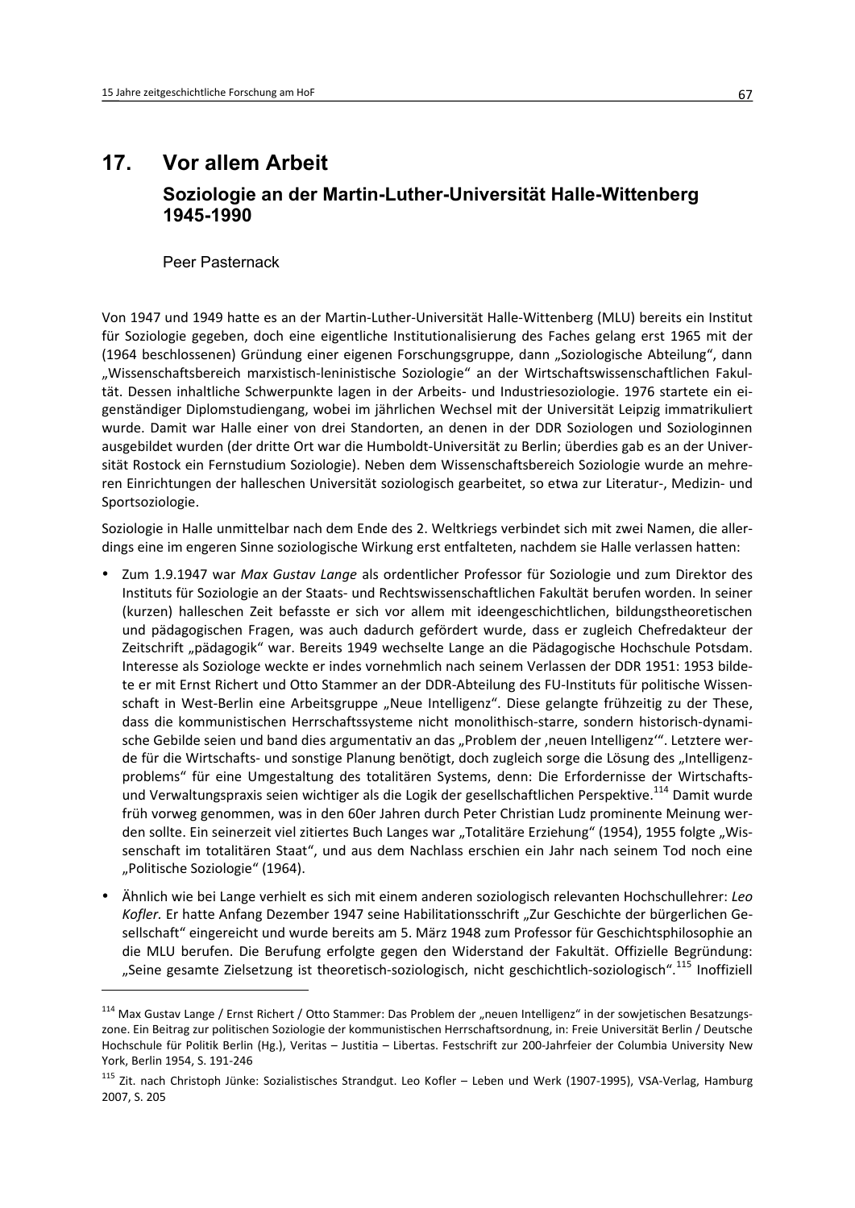# 17. Vor allem Arbeit

## Soziologie an der Martin-Luther-Universität Halle-Wittenberg 1945-1990

Peer Pasternack

Von 1947 und 1949 hatte es an der Martin-Luther-Universität Halle-Wittenberg (MLU) bereits ein Institut für Soziologie gegeben, doch eine eigentliche Institutionalisierung des Faches gelang erst 1965 mit der (1964 beschlossenen) Gründung einer eigenen Forschungsgruppe, dann „Soziologische Abteilung", dann „Wissenschaftsbereich marxistisch-leninistische Soziologie" an der Wirtschaftswissenschaftlichen Fakultät. Dessen inhaltliche Schwerpunkte lagen in der Arbeits- und Industriesoziologie. 1976 startete ein eigenständiger Diplomstudiengang, wobei im jährlichen Wechsel mit der Universität Leipzig immatrikuliert wurde. Damit war Halle einer von drei Standorten, an denen in der DDR Soziologen und Soziologinnen ausgebildet wurden (der dritte Ort war die Humboldt-Universität zu Berlin; überdies gab es an der Universität Rostock ein Fernstudium Soziologie). Neben dem Wissenschaftsbereich Soziologie wurde an mehreren Einrichtungen der halleschen Universität soziologisch gearbeitet, so etwa zur Literatur-, Medizin- und Sportsoziologie.

Soziologie in Halle unmittelbar nach dem Ende des 2. Weltkriegs verbindet sich mit zwei Namen, die allerdings eine im engeren Sinne soziologische Wirkung erst entfalteten, nachdem sie Halle verlassen hatten:

- Zum 1.9.1947 war *Max Gustav Lange* als ordentlicher Professor für Soziologie und zum Direktor des Instituts für Soziologie an der Staats- und Rechtswissenschaftlichen Fakultät berufen worden. In seiner (kurzen) halleschen Zeit befasste er sich vor allem mit ideengeschichtlichen, bildungstheoretischen und pädagogischen Fragen, was auch dadurch gefördert wurde, dass er zugleich Chefredakteur der Zeitschrift „pädagogik" war. Bereits 1949 wechselte Lange an die Pädagogische Hochschule Potsdam. Interesse als Soziologe weckte er indes vornehmlich nach seinem Verlassen der DDR 1951: 1953 bildete er mit Ernst Richert und Otto Stammer an der DDR-Abteilung des FU-Instituts für politische Wissenschaft in West-Berlin eine Arbeitsgruppe „Neue Intelligenz". Diese gelangte frühzeitig zu der These, dass die kommunistischen Herrschaftssysteme nicht monolithisch-starre, sondern historisch-dynamische Gebilde seien und band dies argumentativ an das „Problem der ‚neuen Intelligenz'". Letztere werde für die Wirtschafts- und sonstige Planung benötigt, doch zugleich sorge die Lösung des „Intelligenzproblems" für eine Umgestaltung des totalitären Systems, denn: Die Erfordernisse der Wirtschafts- und Verwaltungspraxis seien wichtiger als die Logik der gesellschaftlichen Perspektive.[114] Damit wurde früh vorweg genommen, was in den 60er Jahren durch Peter Christian Ludz prominente Meinung werden sollte. Ein seinerzeit viel zitiertes Buch Langes war „Totalitäre Erziehung" (1954), 1955 folgte „Wissenschaft im totalitären Staat", und aus dem Nachlass erschien ein Jahr nach seinem Tod noch eine „Politische Soziologie" (1964).
- Ähnlich wie bei Lange verhielt es sich mit einem anderen soziologisch relevanten Hochschullehrer: *Leo Kofler.* Er hatte Anfang Dezember 1947 seine Habilitationsschrift „Zur Geschichte der bürgerlichen Gesellschaft" eingereicht und wurde bereits am 5. März 1948 zum Professor für Geschichtsphilosophie an die MLU berufen. Die Berufung erfolgte gegen den Widerstand der Fakultät. Offizielle Begründung: „Seine gesamte Zielsetzung ist theoretisch-soziologisch, nicht geschichtlich-soziologisch".[115] Inoffiziell

---

[114] Max Gustav Lange / Ernst Richert / Otto Stammer: Das Problem der „neuen Intelligenz" in der sowjetischen Besatzungszone. Ein Beitrag zur politischen Soziologie der kommunistischen Herrschaftsordnung, in: Freie Universität Berlin / Deutsche Hochschule für Politik Berlin (Hg.), Veritas – Justitia – Libertas. Festschrift zur 200-Jahrfeier der Columbia University New York, Berlin 1954, S. 191-246

[115] Zit. nach Christoph Jünke: Sozialistisches Strandgut. Leo Kofler – Leben und Werk (1907-1995), VSA-Verlag, Hamburg 2007, S. 205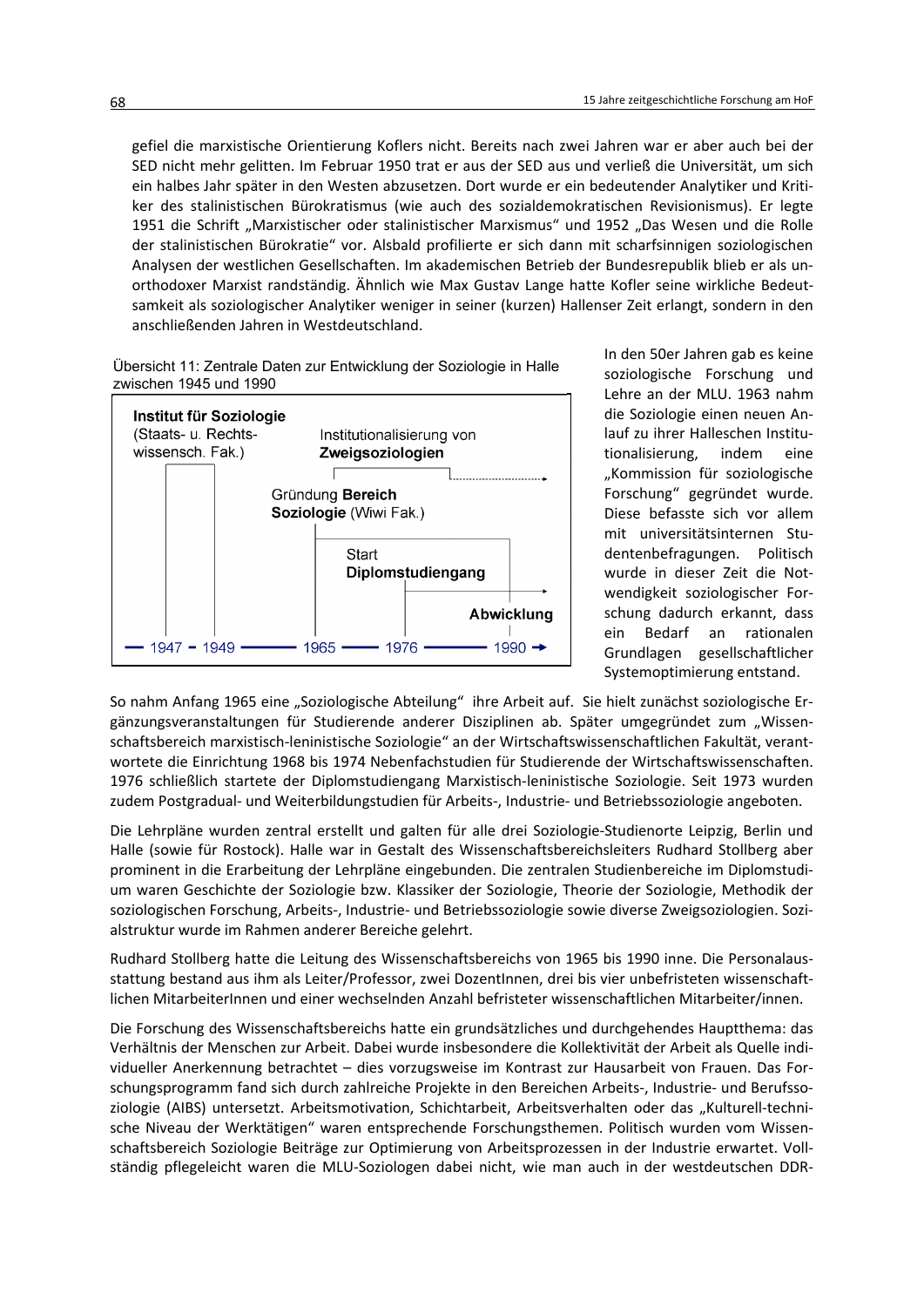gefiel die marxistische Orientierung Koflers nicht. Bereits nach zwei Jahren war er aber auch bei der SED nicht mehr gelitten. Im Februar 1950 trat er aus der SED aus und verließ die Universität, um sich ein halbes Jahr später in den Westen abzusetzen. Dort wurde er ein bedeutender Analytiker und Kritiker des stalinistischen Bürokratismus (wie auch des sozialdemokratischen Revisionismus). Er legte 1951 die Schrift „Marxistischer oder stalinistischer Marxismus" und 1952 „Das Wesen und die Rolle der stalinistischen Bürokratie" vor. Alsbald profilierte er sich dann mit scharfsinnigen soziologischen Analysen der westlichen Gesellschaften. Im akademischen Betrieb der Bundesrepublik blieb er als unorthodoxer Marxist randständig. Ähnlich wie Max Gustav Lange hatte Kofler seine wirkliche Bedeutsamkeit als soziologischer Analytiker weniger in seiner (kurzen) Hallenser Zeit erlangt, sondern in den anschließenden Jahren in Westdeutschland.

Übersicht 11: Zentrale Daten zur Entwicklung der Soziologie in Halle zwischen 1945 und 1990

**Institut für Soziologie** (Staats- u. Rechtswissensch. Fak.)

Institutionalisierung von **Zweigsoziologien**

Gründung **Bereich Soziologie** (Wiwi Fak.)

Start **Diplomstudiengang**

**Abwicklung**

— 1947 – 1949 —— 1965 —— 1976 —— 1990 →

In den 50er Jahren gab es keine soziologische Forschung und Lehre an der MLU. 1963 nahm die Soziologie einen neuen Anlauf zu ihrer Halleschen Institutionalisierung, indem eine „Kommission für soziologische Forschung" gegründet wurde. Diese befasste sich vor allem mit universitätsinternen Studentenbefragungen. Politisch wurde in dieser Zeit die Notwendigkeit soziologischer Forschung dadurch erkannt, dass ein Bedarf an rationalen Grundlagen gesellschaftlicher Systemoptimierung entstand.

So nahm Anfang 1965 eine „Soziologische Abteilung" ihre Arbeit auf. Sie hielt zunächst soziologische Ergänzungsveranstaltungen für Studierende anderer Disziplinen ab. Später umgegründet zum „Wissenschaftsbereich marxistisch-leninistische Soziologie" an der Wirtschaftswissenschaftlichen Fakultät, verantwortete die Einrichtung 1968 bis 1974 Nebenfachstudien für Studierende der Wirtschaftswissenschaften. 1976 schließlich startete der Diplomstudiengang Marxistisch-leninistische Soziologie. Seit 1973 wurden zudem Postgradual- und Weiterbildungsstudien für Arbeits-, Industrie- und Betriebssoziologie angeboten.

Die Lehrpläne wurden zentral erstellt und galten für alle drei Soziologie-Studienorte Leipzig, Berlin und Halle (sowie für Rostock). Halle war in Gestalt des Wissenschaftsbereichsleiters Rudhard Stollberg aber prominent in die Erarbeitung der Lehrpläne eingebunden. Die zentralen Studienbereiche im Diplomstudium waren Geschichte der Soziologie bzw. Klassiker der Soziologie, Theorie der Soziologie, Methodik der soziologischen Forschung, Arbeits-, Industrie- und Betriebssoziologie sowie diverse Zweigsoziologien. Sozialstruktur wurde im Rahmen anderer Bereiche gelehrt.

Rudhard Stollberg hatte die Leitung des Wissenschaftsbereichs von 1965 bis 1990 inne. Die Personalausstattung bestand aus ihm als Leiter/Professor, zwei DozentInnen, drei bis vier unbefristeten wissenschaftlichen MitarbeiterInnen und einer wechselnden Anzahl befristeter wissenschaftlicher Mitarbeiter/innen.

Die Forschung des Wissenschaftsbereichs hatte ein grundsätzliches und durchgehendes Hauptthema: das Verhältnis der Menschen zur Arbeit. Dabei wurde insbesondere die Kollektivität der Arbeit als Quelle individueller Anerkennung betrachtet – dies vorzugsweise im Kontrast zur Hausarbeit von Frauen. Das Forschungsprogramm fand sich durch zahlreiche Projekte in den Bereichen Arbeits-, Industrie- und Berufssoziologie (AIBS) untersetzt. Arbeitsmotivation, Schichtarbeit, Arbeitsverhalten oder das „Kulturell-technische Niveau der Werktätigen" waren entsprechende Forschungsthemen. Politisch wurden vom Wissenschaftsbereich Soziologie Beiträge zur Optimierung von Arbeitsprozessen in der Industrie erwartet. Vollständig pflegeleicht waren die MLU-Soziologen dabei nicht, wie man auch in der westdeutschen DDR-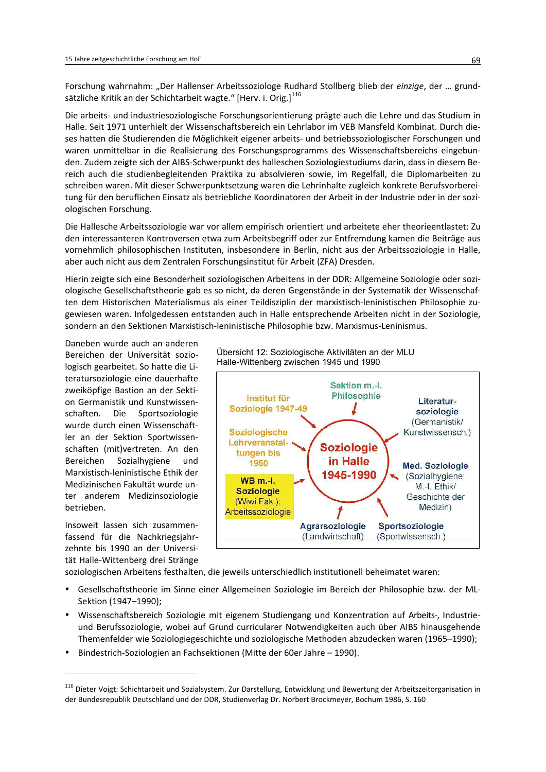Forschung wahrnahm: „Der Hallenser Arbeitssoziologe Rudhard Stollberg blieb der *einzige*, der … grundsätzliche Kritik an der Schichtarbeit wagte." [Herv. i. Orig.][116]

Die arbeits- und industriesoziologische Forschungsorientierung prägte auch die Lehre und das Studium in Halle. Seit 1971 unterhielt der Wissenschaftsbereich ein Lehrlabor im VEB Mansfeld Kombinat. Durch dieses hatten die Studierenden die Möglichkeit eigener arbeits- und betriebssoziologischer Forschungen und waren unmittelbar in die Realisierung des Forschungsprogramms des Wissenschaftsbereichs eingebunden. Zudem zeigte sich der AIBS-Schwerpunkt des halleschen Soziologiestudiums darin, dass in diesem Bereich auch die studienbegleitenden Praktika zu absolvieren sowie, im Regelfall, die Diplomarbeiten zu schreiben waren. Mit dieser Schwerpunktsetzung waren die Lehrinhalte zugleich konkrete Berufsvorbereitung für den beruflichen Einsatz als betriebliche Koordinatoren der Arbeit in der Industrie oder in der soziologischen Forschung.

Die Hallesche Arbeitssoziologie war vor allem empirisch orientiert und arbeitete eher theorieentlastet: Zu den interessanteren Kontroversen etwa zum Arbeitsbegriff oder zur Entfremdung kamen die Beiträge aus vornehmlich philosophischen Instituten, insbesondere in Berlin, nicht aus der Arbeitssoziologie in Halle, aber auch nicht aus dem Zentralen Forschungsinstitut für Arbeit (ZFA) Dresden.

Hierin zeigte sich eine Besonderheit soziologischen Arbeitens in der DDR: Allgemeine Soziologie oder soziologische Gesellschaftstheorie gab es so nicht, da deren Gegenstände in der Systematik der Wissenschaften dem Historischen Materialismus als einer Teildisziplin der marxistisch-leninistischen Philosophie zugewiesen waren. Infolgedessen entstanden auch in Halle entsprechende Arbeiten nicht in der Soziologie, sondern an den Sektionen Marxistisch-leninistische Philosophie bzw. Marxismus-Leninismus.

Daneben wurde auch an anderen Bereichen der Universität soziologisch gearbeitet. So hatte die Literatursoziologie eine dauerhafte zweiköpfige Bastion an der Sektion Germanistik und Kunstwissenschaften. Die Sportsoziologie wurde durch einen Wissenschaftler an der Sektion Sportwissenschaften (mit)vertreten. An den Bereichen Sozialhygiene und Marxistisch-leninistische Ethik der Medizinischen Fakultät wurde unter anderem Medizinsoziologie betrieben.

Übersicht 12: Soziologische Aktivitäten an der MLU Halle-Wittenberg zwischen 1945 und 1990

Soziologie in Halle 1945-1990

Sektion m.-l. Philosophie

Institut für Soziologie 1947-49

Literatursoziologie (Germanistik/ Kunstwissensch.)

Soziologische Lehrveranstaltungen bis 1950

WB m.-l. Soziologie (Wiwi Fak.): Arbeitssoziologie

Med. Soziologie (Sozialhygiene; M.-l. Ethik/ Geschichte der Medizin)

Agrarsoziologie (Landwirtschaft)

Sportsoziologie (Sportwissensch.)

Insoweit lassen sich zusammenfassend für die Nachkriegsjahrzehnte bis 1990 an der Universität Halle-Wittenberg drei Stränge soziologischen Arbeitens festhalten, die jeweils unterschiedlich institutionell beheimatet waren:

- Gesellschaftstheorie im Sinne einer Allgemeinen Soziologie im Bereich der Philosophie bzw. der ML-Sektion (1947–1990);
- Wissenschaftsbereich Soziologie mit eigenem Studiengang und Konzentration auf Arbeits-, Industrie- und Berufssoziologie, wobei auf Grund curricularer Notwendigkeiten auch über AIBS hinausgehende Themenfelder wie Soziologiegeschichte und soziologische Methoden abzudecken waren (1965–1990);
- Bindestrich-Soziologien an Fachsektionen (Mitte der 60er Jahre – 1990).

---

[116] Dieter Voigt: Schichtarbeit und Sozialsystem. Zur Darstellung, Entwicklung und Bewertung der Arbeitszeitorganisation in der Bundesrepublik Deutschland und der DDR, Studienverlag Dr. Norbert Brockmeyer, Bochum 1986, S. 160